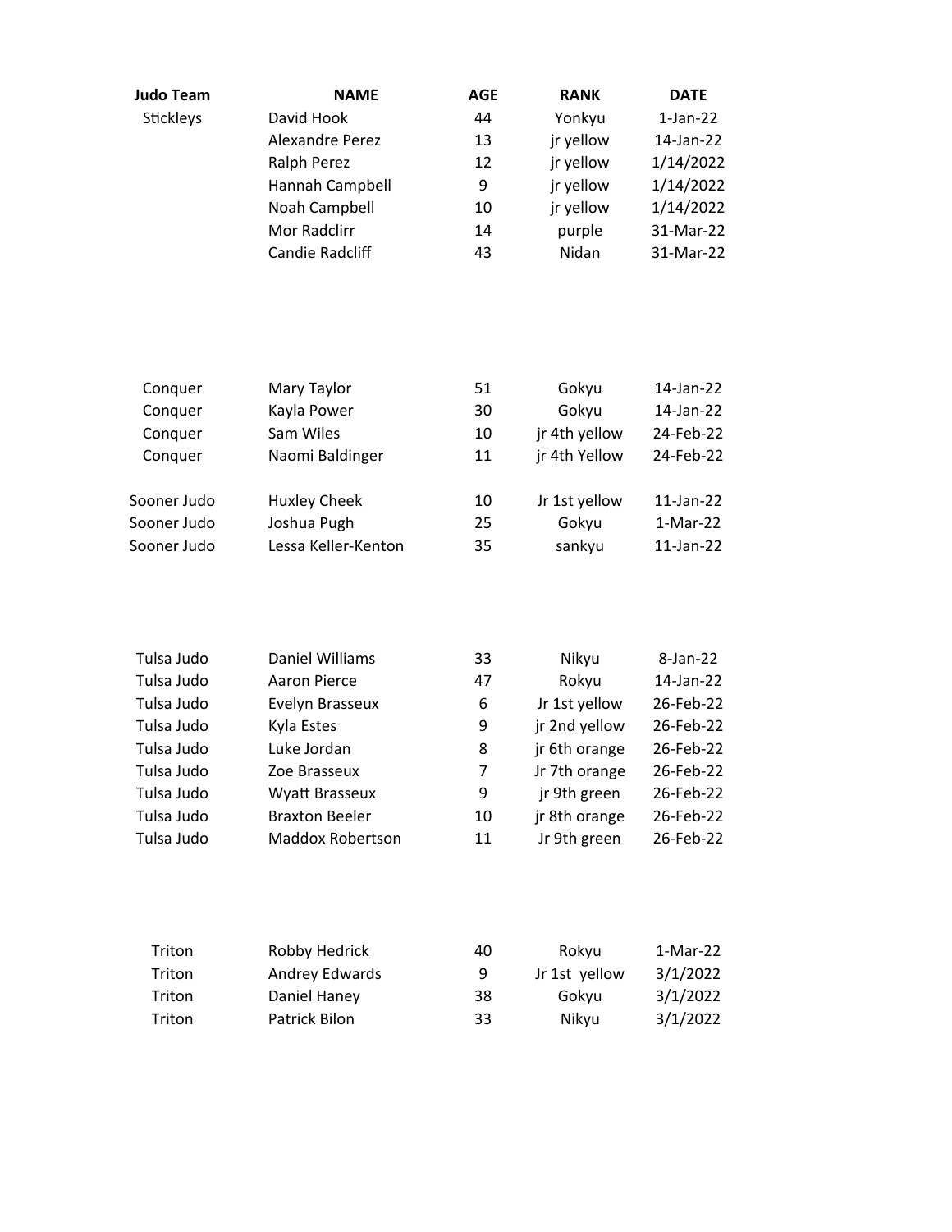| Judo Team | NAME | AGE | RANK | DATE |
|---|---|---|---|---|
| Stickleys | David Hook | 44 | Yonkyu | 1-Jan-22 |
| | Alexandre Perez | 13 | jr yellow | 14-Jan-22 |
| | Ralph Perez | 12 | jr yellow | 1/14/2022 |
| | Hannah Campbell | 9 | jr yellow | 1/14/2022 |
| | Noah Campbell | 10 | jr yellow | 1/14/2022 |
| | Mor Radclirr | 14 | purple | 31-Mar-22 |
| | Candie Radcliff | 43 | Nidan | 31-Mar-22 |
| | | | | |
| Conquer | Mary Taylor | 51 | Gokyu | 14-Jan-22 |
| Conquer | Kayla Power | 30 | Gokyu | 14-Jan-22 |
| Conquer | Sam Wiles | 10 | jr 4th yellow | 24-Feb-22 |
| Conquer | Naomi Baldinger | 11 | jr 4th Yellow | 24-Feb-22 |
| | | | | |
| Sooner Judo | Huxley Cheek | 10 | Jr 1st yellow | 11-Jan-22 |
| Sooner Judo | Joshua Pugh | 25 | Gokyu | 1-Mar-22 |
| Sooner Judo | Lessa Keller-Kenton | 35 | sankyu | 11-Jan-22 |
| | | | | |
| Tulsa Judo | Daniel Williams | 33 | Nikyu | 8-Jan-22 |
| Tulsa Judo | Aaron Pierce | 47 | Rokyu | 14-Jan-22 |
| Tulsa Judo | Evelyn Brasseux | 6 | Jr 1st yellow | 26-Feb-22 |
| Tulsa Judo | Kyla Estes | 9 | jr 2nd yellow | 26-Feb-22 |
| Tulsa Judo | Luke Jordan | 8 | jr 6th orange | 26-Feb-22 |
| Tulsa Judo | Zoe Brasseux | 7 | Jr 7th orange | 26-Feb-22 |
| Tulsa Judo | Wyatt Brasseux | 9 | jr 9th green | 26-Feb-22 |
| Tulsa Judo | Braxton Beeler | 10 | jr 8th orange | 26-Feb-22 |
| Tulsa Judo | Maddox Robertson | 11 | Jr 9th green | 26-Feb-22 |
| | | | | |
| Triton | Robby Hedrick | 40 | Rokyu | 1-Mar-22 |
| Triton | Andrey Edwards | 9 | Jr 1st yellow | 3/1/2022 |
| Triton | Daniel Haney | 38 | Gokyu | 3/1/2022 |
| Triton | Patrick Bilon | 33 | Nikyu | 3/1/2022 |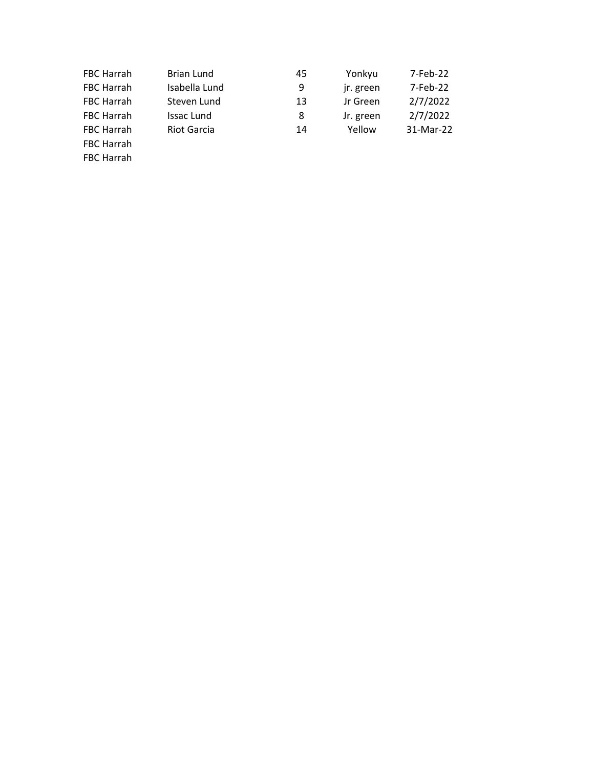| | | | | |
|---|---|---|---|---|
| FBC Harrah | Brian Lund | 45 | Yonkyu | 7-Feb-22 |
| FBC Harrah | Isabella Lund | 9 | jr. green | 7-Feb-22 |
| FBC Harrah | Steven Lund | 13 | Jr Green | 2/7/2022 |
| FBC Harrah | Issac Lund | 8 | Jr. green | 2/7/2022 |
| FBC Harrah | Riot Garcia | 14 | Yellow | 31-Mar-22 |
| FBC Harrah | | | | |
| FBC Harrah | | | | |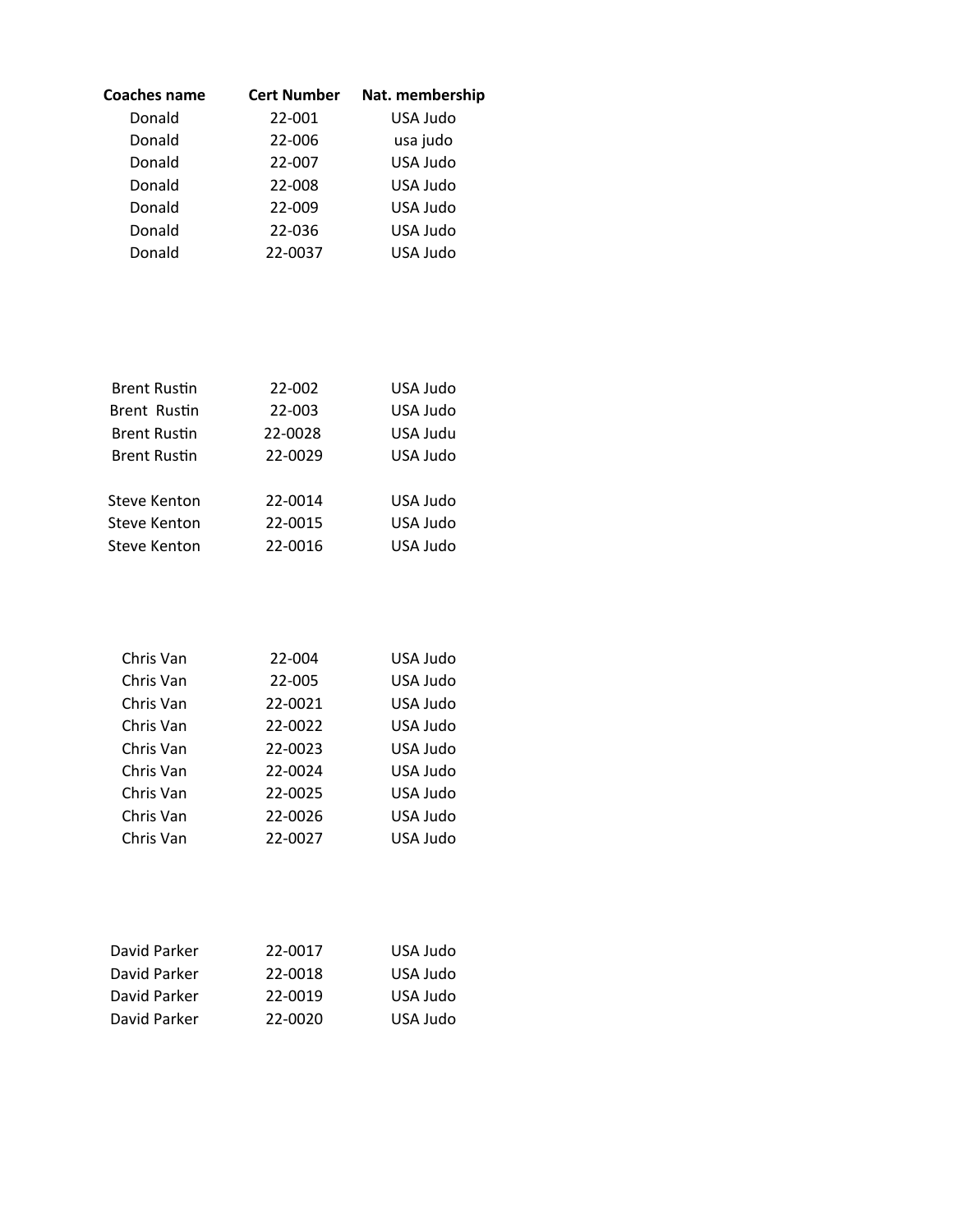| Coaches name | Cert Number | Nat. membership |
|---|---|---|
| Donald | 22-001 | USA Judo |
| Donald | 22-006 | usa judo |
| Donald | 22-007 | USA Judo |
| Donald | 22-008 | USA Judo |
| Donald | 22-009 | USA Judo |
| Donald | 22-036 | USA Judo |
| Donald | 22-0037 | USA Judo |
| | | |
| Brent Rustin | 22-002 | USA Judo |
| Brent  Rustin | 22-003 | USA Judo |
| Brent Rustin | 22-0028 | USA Judu |
| Brent Rustin | 22-0029 | USA Judo |
| | | |
| Steve Kenton | 22-0014 | USA Judo |
| Steve Kenton | 22-0015 | USA Judo |
| Steve Kenton | 22-0016 | USA Judo |
| | | |
| Chris Van | 22-004 | USA Judo |
| Chris Van | 22-005 | USA Judo |
| Chris Van | 22-0021 | USA Judo |
| Chris Van | 22-0022 | USA Judo |
| Chris Van | 22-0023 | USA Judo |
| Chris Van | 22-0024 | USA Judo |
| Chris Van | 22-0025 | USA Judo |
| Chris Van | 22-0026 | USA Judo |
| Chris Van | 22-0027 | USA Judo |
| | | |
| David Parker | 22-0017 | USA Judo |
| David Parker | 22-0018 | USA Judo |
| David Parker | 22-0019 | USA Judo |
| David Parker | 22-0020 | USA Judo |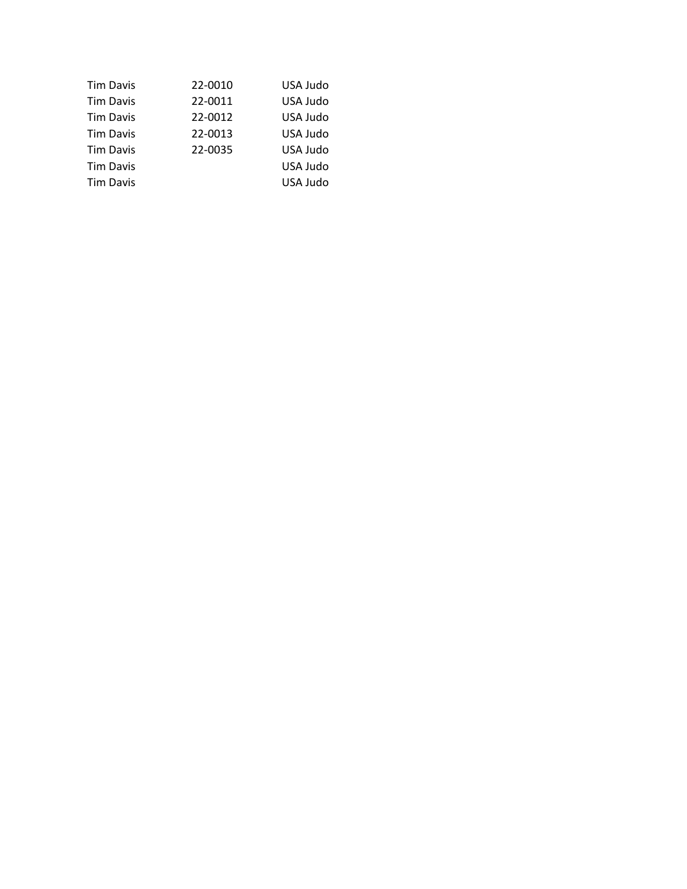| | | |
|---|---|---|
| Tim Davis | 22-0010 | USA Judo |
| Tim Davis | 22-0011 | USA Judo |
| Tim Davis | 22-0012 | USA Judo |
| Tim Davis | 22-0013 | USA Judo |
| Tim Davis | 22-0035 | USA Judo |
| Tim Davis | | USA Judo |
| Tim Davis | | USA Judo |